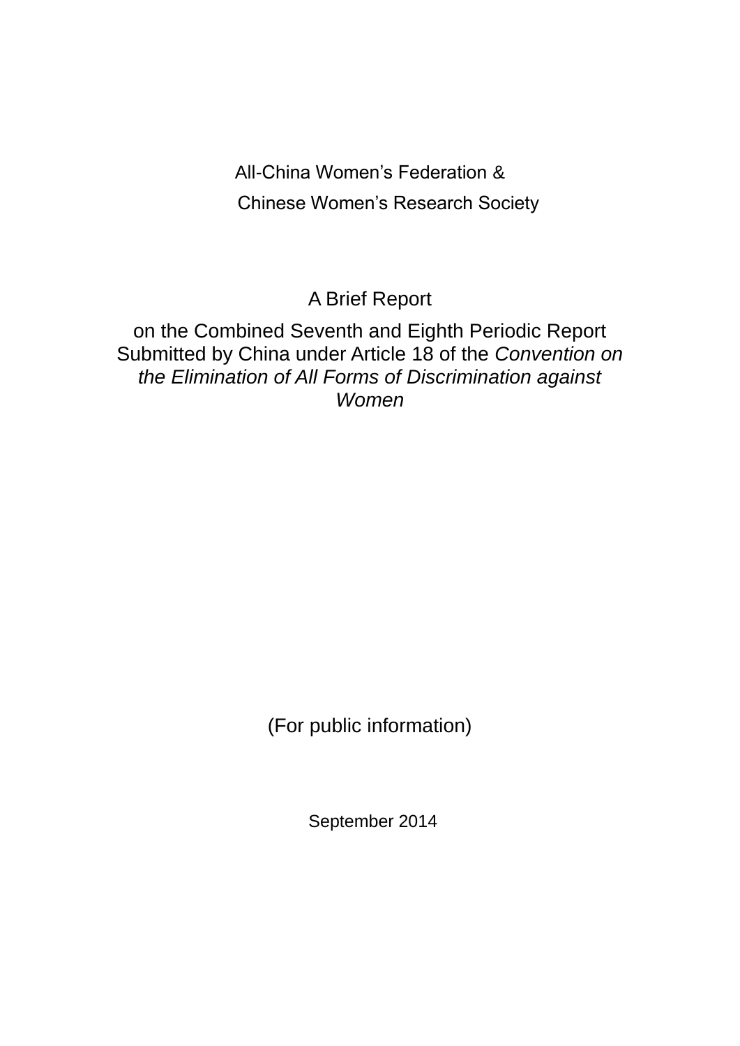All-China Women's Federation &

Chinese Women's Research Society

# A Brief Report

on the Combined Seventh and Eighth Periodic Report Submitted by China under Article 18 of the *Convention on the Elimination of All Forms of Discrimination against Women*

(For public information)

September 2014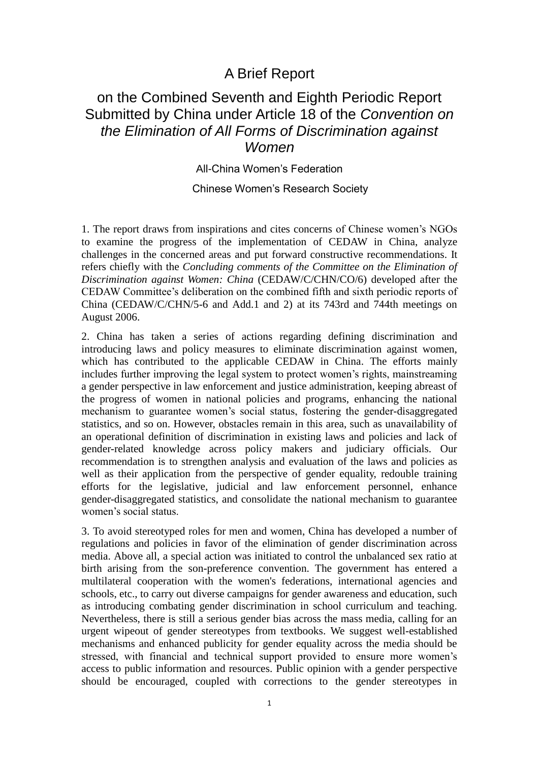# A Brief Report

## on the Combined Seventh and Eighth Periodic Report Submitted by China under Article 18 of the *Convention on the Elimination of All Forms of Discrimination against Women*

All-China Women's Federation

Chinese Women's Research Society

1. The report draws from inspirations and cites concerns of Chinese women's NGOs to examine the progress of the implementation of CEDAW in China, analyze challenges in the concerned areas and put forward constructive recommendations. It refers chiefly with the *Concluding comments of the Committee on the Elimination of Discrimination against Women: China* (CEDAW/C/CHN/CO/6) developed after the CEDAW Committee's deliberation on the combined fifth and sixth periodic reports of China (CEDAW/C/CHN/5-6 and Add.1 and 2) at its 743rd and 744th meetings on August 2006.

2. China has taken a series of actions regarding defining discrimination and introducing laws and policy measures to eliminate discrimination against women, which has contributed to the applicable CEDAW in China. The efforts mainly includes further improving the legal system to protect women's rights, mainstreaming a gender perspective in law enforcement and justice administration, keeping abreast of the progress of women in national policies and programs, enhancing the national mechanism to guarantee women's social status, fostering the gender-disaggregated statistics, and so on. However, obstacles remain in this area, such as unavailability of an operational definition of discrimination in existing laws and policies and lack of gender-related knowledge across policy makers and judiciary officials. Our recommendation is to strengthen analysis and evaluation of the laws and policies as well as their application from the perspective of gender equality, redouble training efforts for the legislative, judicial and law enforcement personnel, enhance gender-disaggregated statistics, and consolidate the national mechanism to guarantee women's social status.

3. To avoid stereotyped roles for men and women, China has developed a number of regulations and policies in favor of the elimination of gender discrimination across media. Above all, a special action was initiated to control the unbalanced sex ratio at birth arising from the son-preference convention. The government has entered a multilateral cooperation with the women's federations, international agencies and schools, etc., to carry out diverse campaigns for gender awareness and education, such as introducing combating gender discrimination in school curriculum and teaching. Nevertheless, there is still a serious gender bias across the mass media, calling for an urgent wipeout of gender stereotypes from textbooks. We suggest well-established mechanisms and enhanced publicity for gender equality across the media should be stressed, with financial and technical support provided to ensure more women's access to public information and resources. Public opinion with a gender perspective should be encouraged, coupled with corrections to the gender stereotypes in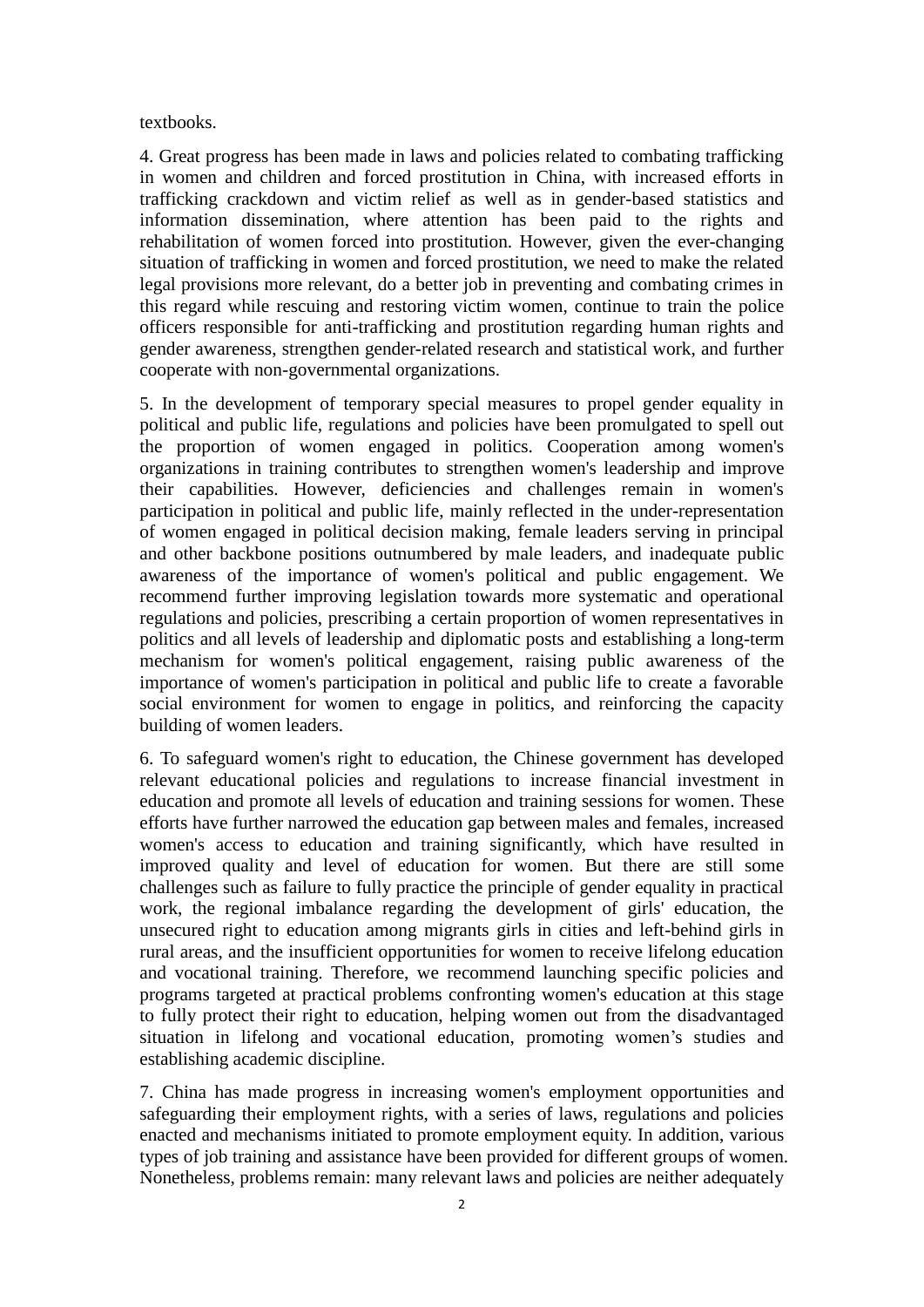textbooks.

4. Great progress has been made in laws and policies related to combating trafficking in women and children and forced prostitution in China, with increased efforts in trafficking crackdown and victim relief as well as in gender-based statistics and information dissemination, where attention has been paid to the rights and rehabilitation of women forced into prostitution. However, given the ever-changing situation of trafficking in women and forced prostitution, we need to make the related legal provisions more relevant, do a better job in preventing and combating crimes in this regard while rescuing and restoring victim women, continue to train the police officers responsible for anti-trafficking and prostitution regarding human rights and gender awareness, strengthen gender-related research and statistical work, and further cooperate with non-governmental organizations.

5. In the development of temporary special measures to propel gender equality in political and public life, regulations and policies have been promulgated to spell out the proportion of women engaged in politics. Cooperation among women's organizations in training contributes to strengthen women's leadership and improve their capabilities. However, deficiencies and challenges remain in women's participation in political and public life, mainly reflected in the under-representation of women engaged in political decision making, female leaders serving in principal and other backbone positions outnumbered by male leaders, and inadequate public awareness of the importance of women's political and public engagement. We recommend further improving legislation towards more systematic and operational regulations and policies, prescribing a certain proportion of women representatives in politics and all levels of leadership and diplomatic posts and establishing a long-term mechanism for women's political engagement, raising public awareness of the importance of women's participation in political and public life to create a favorable social environment for women to engage in politics, and reinforcing the capacity building of women leaders.

6. To safeguard women's right to education, the Chinese government has developed relevant educational policies and regulations to increase financial investment in education and promote all levels of education and training sessions for women. These efforts have further narrowed the education gap between males and females, increased women's access to education and training significantly, which have resulted in improved quality and level of education for women. But there are still some challenges such as failure to fully practice the principle of gender equality in practical work, the regional imbalance regarding the development of girls' education, the unsecured right to education among migrants girls in cities and left-behind girls in rural areas, and the insufficient opportunities for women to receive lifelong education and vocational training. Therefore, we recommend launching specific policies and programs targeted at practical problems confronting women's education at this stage to fully protect their right to education, helping women out from the disadvantaged situation in lifelong and vocational education, promoting women’s studies and establishing academic discipline.

7. China has made progress in increasing women's employment opportunities and safeguarding their employment rights, with a series of laws, regulations and policies enacted and mechanisms initiated to promote employment equity. In addition, various types of job training and assistance have been provided for different groups of women. Nonetheless, problems remain: many relevant laws and policies are neither adequately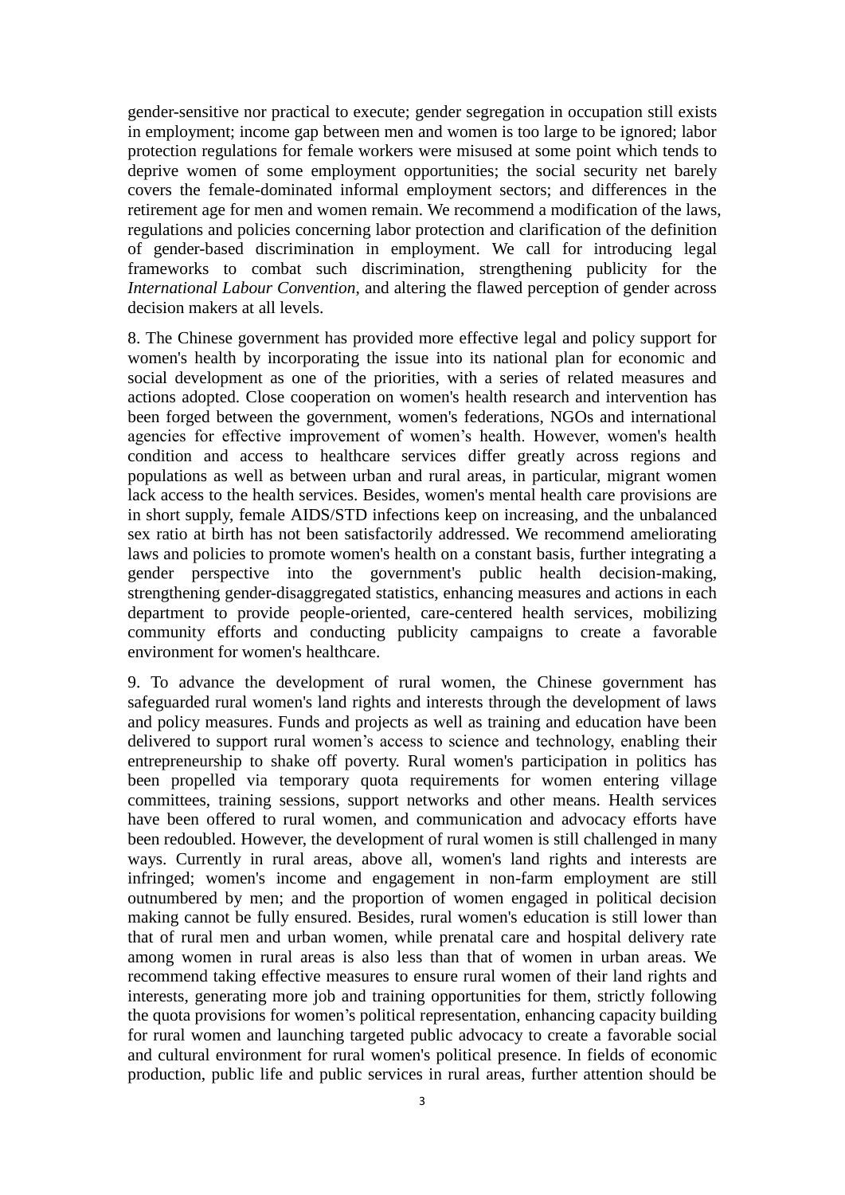gender-sensitive nor practical to execute; gender segregation in occupation still exists in employment; income gap between men and women is too large to be ignored; labor protection regulations for female workers were misused at some point which tends to deprive women of some employment opportunities; the social security net barely covers the female-dominated informal employment sectors; and differences in the retirement age for men and women remain. We recommend a modification of the laws, regulations and policies concerning labor protection and clarification of the definition of gender-based discrimination in employment. We call for introducing legal frameworks to combat such discrimination, strengthening publicity for the *International Labour Convention*, and altering the flawed perception of gender across decision makers at all levels.

8. The Chinese government has provided more effective legal and policy support for women's health by incorporating the issue into its national plan for economic and social development as one of the priorities, with a series of related measures and actions adopted. Close cooperation on women's health research and intervention has been forged between the government, women's federations, NGOs and international agencies for effective improvement of women's health. However, women's health condition and access to healthcare services differ greatly across regions and populations as well as between urban and rural areas, in particular, migrant women lack access to the health services. Besides, women's mental health care provisions are in short supply, female AIDS/STD infections keep on increasing, and the unbalanced sex ratio at birth has not been satisfactorily addressed. We recommend ameliorating laws and policies to promote women's health on a constant basis, further integrating a gender perspective into the government's public health decision-making, strengthening gender-disaggregated statistics, enhancing measures and actions in each department to provide people-oriented, care-centered health services, mobilizing community efforts and conducting publicity campaigns to create a favorable environment for women's healthcare.

9. To advance the development of rural women, the Chinese government has safeguarded rural women's land rights and interests through the development of laws and policy measures. Funds and projects as well as training and education have been delivered to support rural women's access to science and technology, enabling their entrepreneurship to shake off poverty. Rural women's participation in politics has been propelled via temporary quota requirements for women entering village committees, training sessions, support networks and other means. Health services have been offered to rural women, and communication and advocacy efforts have been redoubled. However, the development of rural women is still challenged in many ways. Currently in rural areas, above all, women's land rights and interests are infringed; women's income and engagement in non-farm employment are still outnumbered by men; and the proportion of women engaged in political decision making cannot be fully ensured. Besides, rural women's education is still lower than that of rural men and urban women, while prenatal care and hospital delivery rate among women in rural areas is also less than that of women in urban areas. We recommend taking effective measures to ensure rural women of their land rights and interests, generating more job and training opportunities for them, strictly following the quota provisions for women's political representation, enhancing capacity building for rural women and launching targeted public advocacy to create a favorable social and cultural environment for rural women's political presence. In fields of economic production, public life and public services in rural areas, further attention should be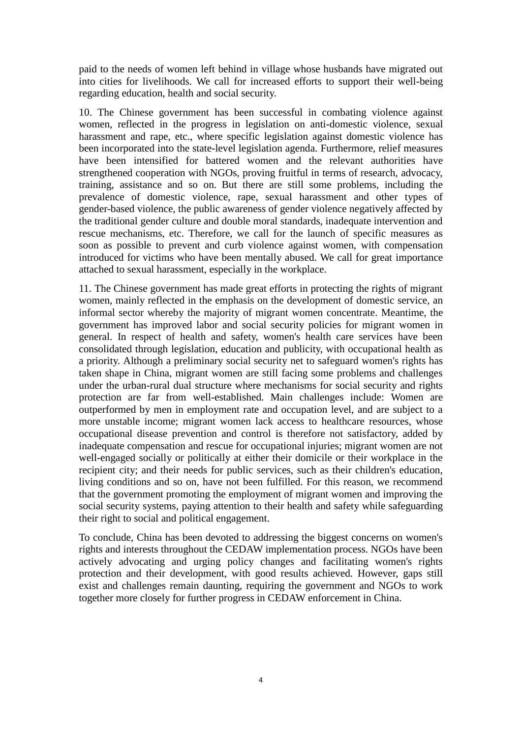paid to the needs of women left behind in village whose husbands have migrated out into cities for livelihoods. We call for increased efforts to support their well-being regarding education, health and social security.

10. The Chinese government has been successful in combating violence against women, reflected in the progress in legislation on anti-domestic violence, sexual harassment and rape, etc., where specific legislation against domestic violence has been incorporated into the state-level legislation agenda. Furthermore, relief measures have been intensified for battered women and the relevant authorities have strengthened cooperation with NGOs, proving fruitful in terms of research, advocacy, training, assistance and so on. But there are still some problems, including the prevalence of domestic violence, rape, sexual harassment and other types of gender-based violence, the public awareness of gender violence negatively affected by the traditional gender culture and double moral standards, inadequate intervention and rescue mechanisms, etc. Therefore, we call for the launch of specific measures as soon as possible to prevent and curb violence against women, with compensation introduced for victims who have been mentally abused. We call for great importance attached to sexual harassment, especially in the workplace.

11. The Chinese government has made great efforts in protecting the rights of migrant women, mainly reflected in the emphasis on the development of domestic service, an informal sector whereby the majority of migrant women concentrate. Meantime, the government has improved labor and social security policies for migrant women in general. In respect of health and safety, women's health care services have been consolidated through legislation, education and publicity, with occupational health as a priority. Although a preliminary social security net to safeguard women's rights has taken shape in China, migrant women are still facing some problems and challenges under the urban-rural dual structure where mechanisms for social security and rights protection are far from well-established. Main challenges include: Women are outperformed by men in employment rate and occupation level, and are subject to a more unstable income; migrant women lack access to healthcare resources, whose occupational disease prevention and control is therefore not satisfactory, added by inadequate compensation and rescue for occupational injuries; migrant women are not well-engaged socially or politically at either their domicile or their workplace in the recipient city; and their needs for public services, such as their children's education, living conditions and so on, have not been fulfilled. For this reason, we recommend that the government promoting the employment of migrant women and improving the social security systems, paying attention to their health and safety while safeguarding their right to social and political engagement.

To conclude, China has been devoted to addressing the biggest concerns on women's rights and interests throughout the CEDAW implementation process. NGOs have been actively advocating and urging policy changes and facilitating women's rights protection and their development, with good results achieved. However, gaps still exist and challenges remain daunting, requiring the government and NGOs to work together more closely for further progress in CEDAW enforcement in China.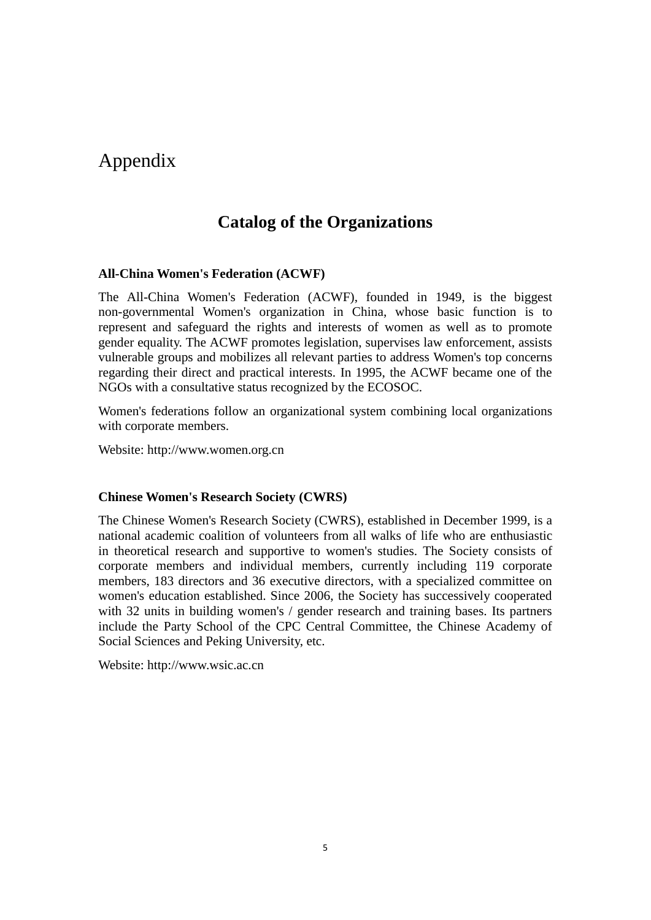# Appendix

## Catalog of the Organizations

**All-China Women's Federation (ACWF)**

The All-China Women's Federation (ACWF), founded in 1949, is the biggest non-governmental Women's organization in China, whose basic function is to represent and safeguard the rights and interests of women as well as to promote gender equality. The ACWF promotes legislation, supervises law enforcement, assists vulnerable groups and mobilizes all relevant parties to address Women's top concerns regarding their direct and practical interests. In 1995, the ACWF became one of the NGOs with a consultative status recognized by the ECOSOC.

Women's federations follow an organizational system combining local organizations with corporate members.

Website: http://www.women.org.cn

**Chinese Women's Research Society (CWRS)**

The Chinese Women's Research Society (CWRS), established in December 1999, is a national academic coalition of volunteers from all walks of life who are enthusiastic in theoretical research and supportive to women's studies. The Society consists of corporate members and individual members, currently including 119 corporate members, 183 directors and 36 executive directors, with a specialized committee on women's education established. Since 2006, the Society has successively cooperated with 32 units in building women's / gender research and training bases. Its partners include the Party School of the CPC Central Committee, the Chinese Academy of Social Sciences and Peking University, etc.

Website: http://www.wsic.ac.cn